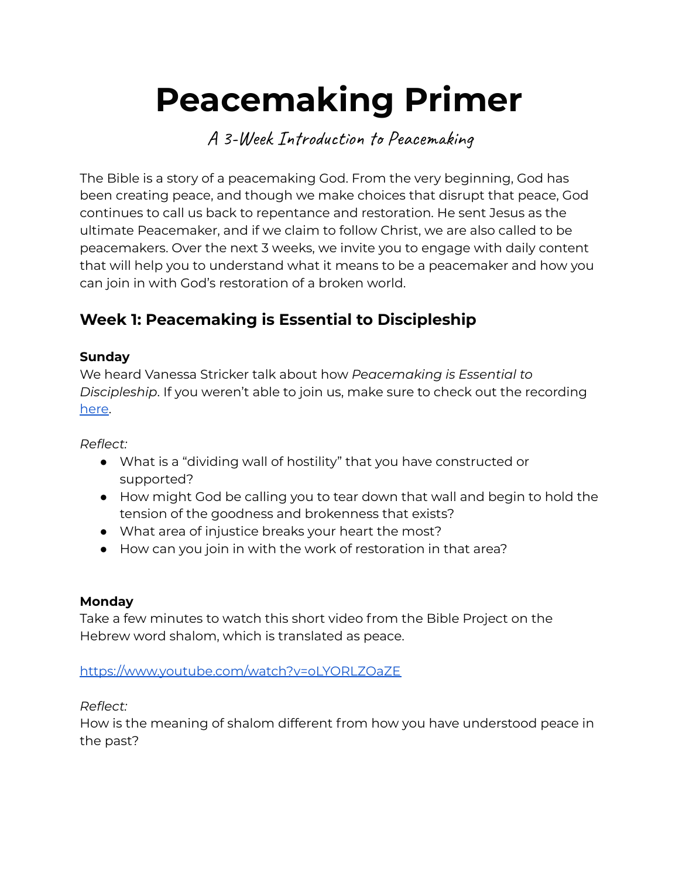# Peacemaking Primer

*A 3-Week Introduction to Peacemaking*

The Bible is a story of a peacemaking God. From the very beginning, God has been creating peace, and though we make choices that disrupt that peace, God continues to call us back to repentance and restoration. He sent Jesus as the ultimate Peacemaker, and if we claim to follow Christ, we are also called to be peacemakers. Over the next 3 weeks, we invite you to engage with daily content that will help you to understand what it means to be a peacemaker and how you can join in with God's restoration of a broken world.

## Week 1: Peacemaking is Essential to Discipleship

**Sunday**

We heard Vanessa Stricker talk about how *Peacemaking is Essential to Discipleship*. If you weren't able to join us, make sure to check out the recording here.

*Reflect:*

- What is a "dividing wall of hostility" that you have constructed or supported?
- How might God be calling you to tear down that wall and begin to hold the tension of the goodness and brokenness that exists?
- What area of injustice breaks your heart the most?
- How can you join in with the work of restoration in that area?

**Monday**

Take a few minutes to watch this short video from the Bible Project on the Hebrew word shalom, which is translated as peace.

https://www.youtube.com/watch?v=oLYORLZOaZE

*Reflect:*

How is the meaning of shalom different from how you have understood peace in the past?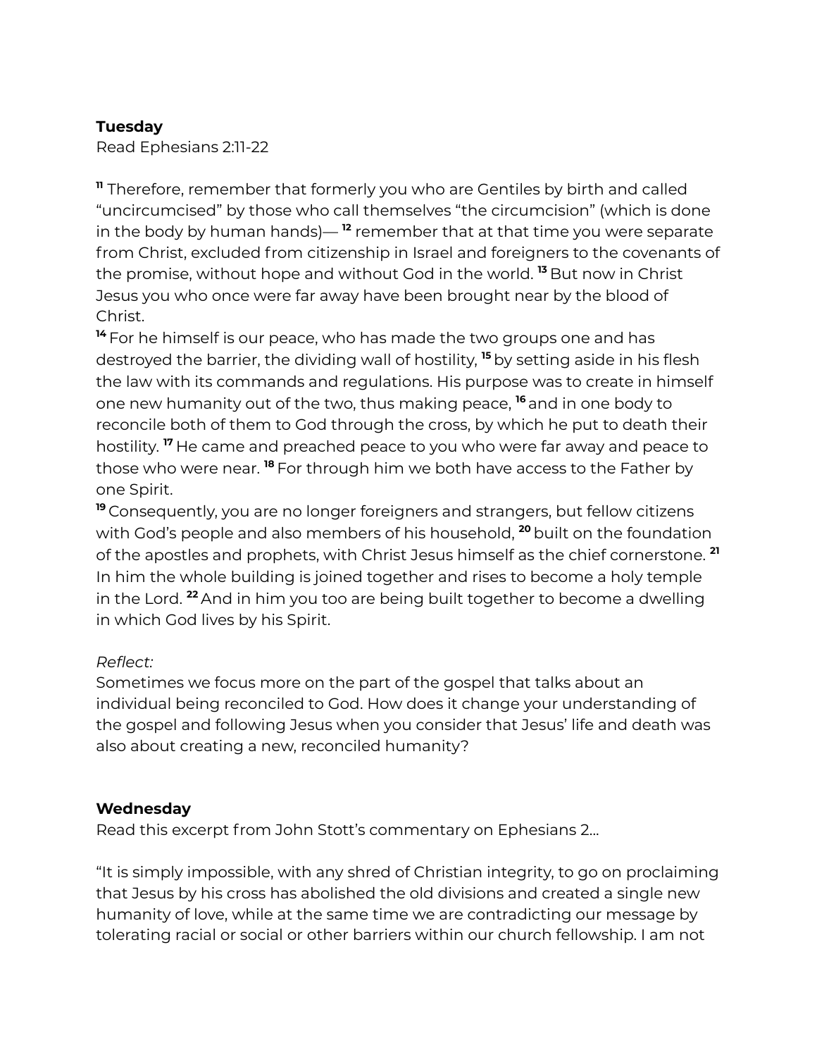**Tuesday**

Read Ephesians 2:11-22

[11] Therefore, remember that formerly you who are Gentiles by birth and called "uncircumcised" by those who call themselves "the circumcision" (which is done in the body by human hands)— [12] remember that at that time you were separate from Christ, excluded from citizenship in Israel and foreigners to the covenants of the promise, without hope and without God in the world. [13] But now in Christ Jesus you who once were far away have been brought near by the blood of Christ.

[14] For he himself is our peace, who has made the two groups one and has destroyed the barrier, the dividing wall of hostility, [15] by setting aside in his flesh the law with its commands and regulations. His purpose was to create in himself one new humanity out of the two, thus making peace, [16] and in one body to reconcile both of them to God through the cross, by which he put to death their hostility. [17] He came and preached peace to you who were far away and peace to those who were near. [18] For through him we both have access to the Father by one Spirit.

[19] Consequently, you are no longer foreigners and strangers, but fellow citizens with God's people and also members of his household, [20] built on the foundation of the apostles and prophets, with Christ Jesus himself as the chief cornerstone. [21] In him the whole building is joined together and rises to become a holy temple in the Lord. [22] And in him you too are being built together to become a dwelling in which God lives by his Spirit.

*Reflect:*

Sometimes we focus more on the part of the gospel that talks about an individual being reconciled to God. How does it change your understanding of the gospel and following Jesus when you consider that Jesus' life and death was also about creating a new, reconciled humanity?

**Wednesday**

Read this excerpt from John Stott's commentary on Ephesians 2…

"It is simply impossible, with any shred of Christian integrity, to go on proclaiming that Jesus by his cross has abolished the old divisions and created a single new humanity of love, while at the same time we are contradicting our message by tolerating racial or social or other barriers within our church fellowship. I am not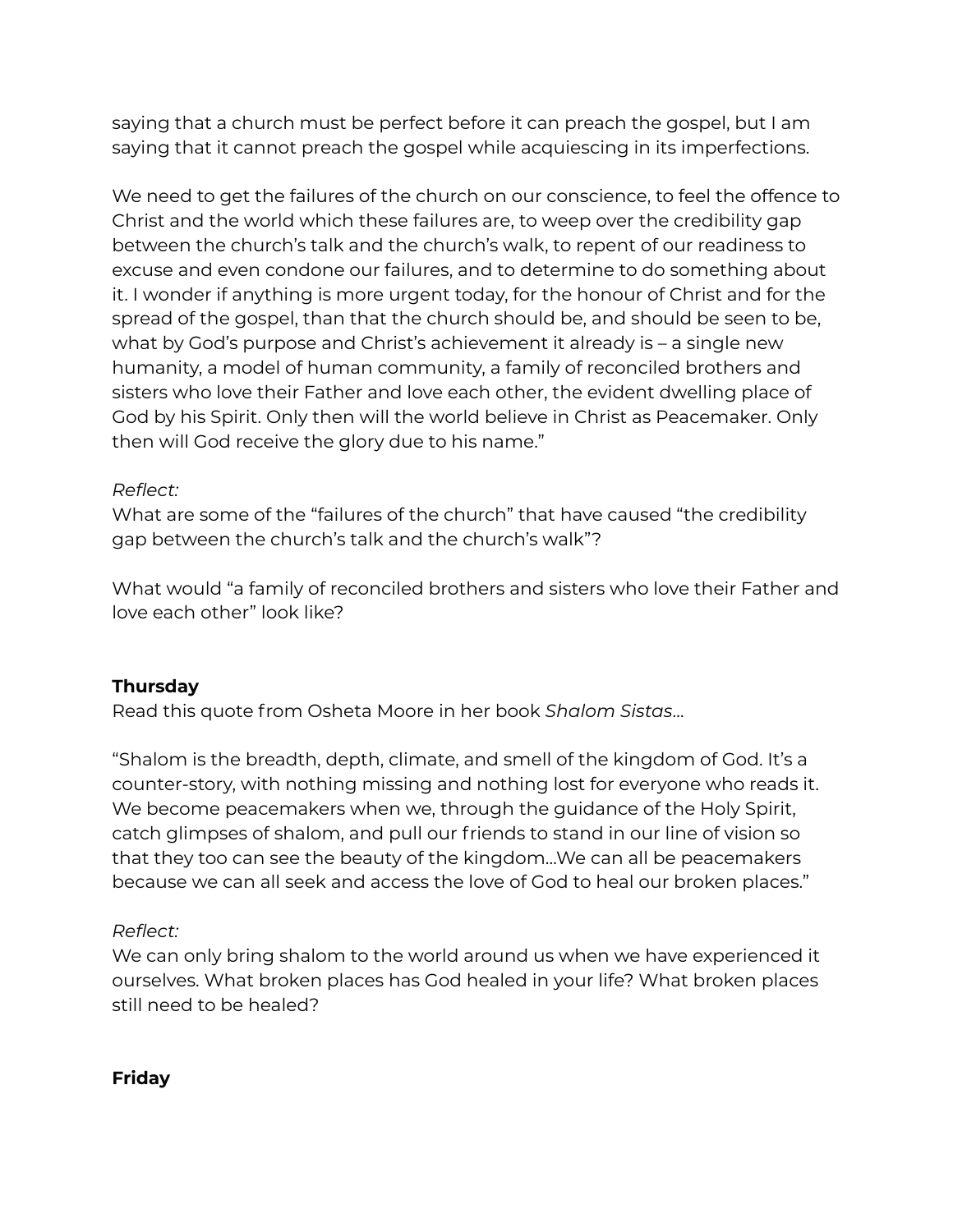saying that a church must be perfect before it can preach the gospel, but I am saying that it cannot preach the gospel while acquiescing in its imperfections.

We need to get the failures of the church on our conscience, to feel the offence to Christ and the world which these failures are, to weep over the credibility gap between the church's talk and the church's walk, to repent of our readiness to excuse and even condone our failures, and to determine to do something about it. I wonder if anything is more urgent today, for the honour of Christ and for the spread of the gospel, than that the church should be, and should be seen to be, what by God's purpose and Christ's achievement it already is – a single new humanity, a model of human community, a family of reconciled brothers and sisters who love their Father and love each other, the evident dwelling place of God by his Spirit. Only then will the world believe in Christ as Peacemaker. Only then will God receive the glory due to his name."

*Reflect:*
What are some of the "failures of the church" that have caused "the credibility gap between the church's talk and the church's walk"?

What would "a family of reconciled brothers and sisters who love their Father and love each other" look like?

**Thursday**
Read this quote from Osheta Moore in her book *Shalom Sistas*...

"Shalom is the breadth, depth, climate, and smell of the kingdom of God. It's a counter-story, with nothing missing and nothing lost for everyone who reads it. We become peacemakers when we, through the guidance of the Holy Spirit, catch glimpses of shalom, and pull our friends to stand in our line of vision so that they too can see the beauty of the kingdom...We can all be peacemakers because we can all seek and access the love of God to heal our broken places."

*Reflect:*
We can only bring shalom to the world around us when we have experienced it ourselves. What broken places has God healed in your life? What broken places still need to be healed?

**Friday**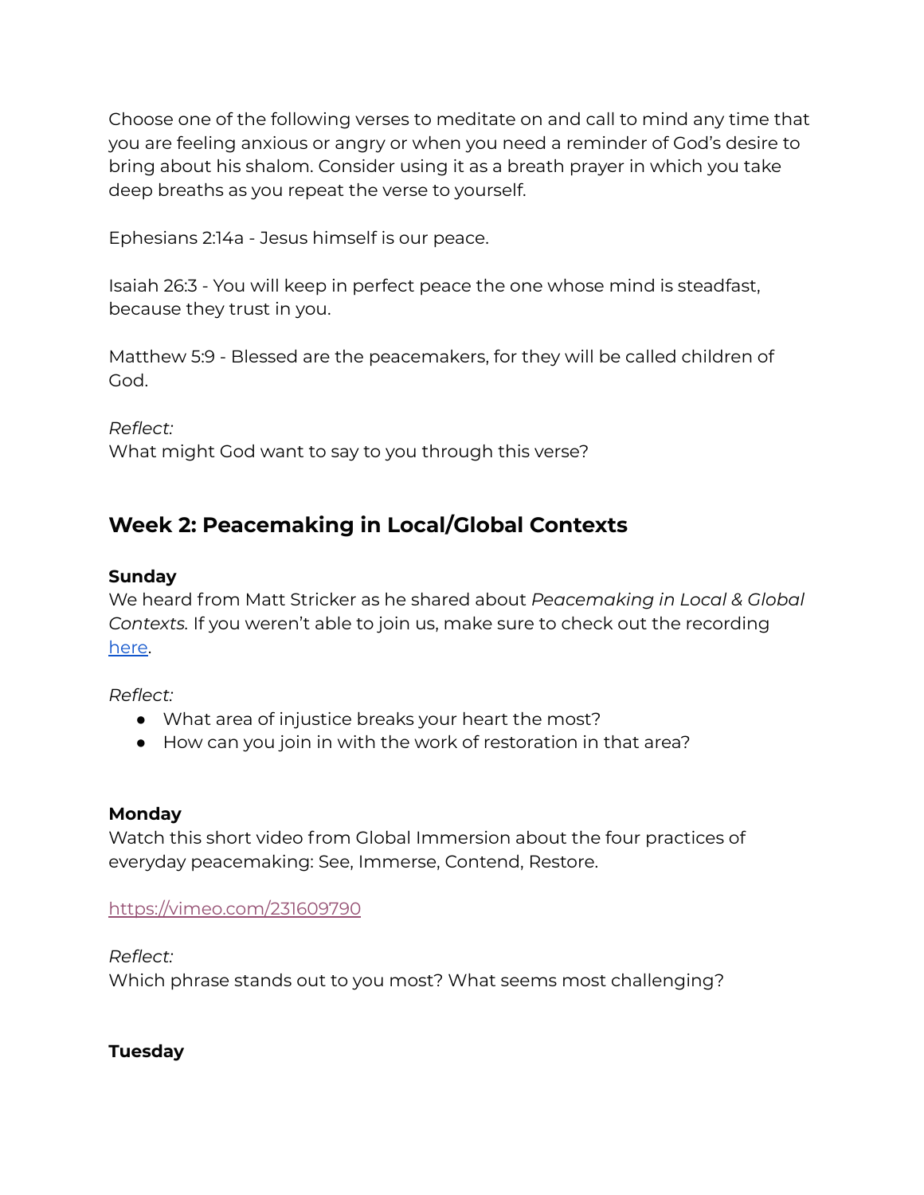Choose one of the following verses to meditate on and call to mind any time that you are feeling anxious or angry or when you need a reminder of God's desire to bring about his shalom. Consider using it as a breath prayer in which you take deep breaths as you repeat the verse to yourself.

Ephesians 2:14a - Jesus himself is our peace.

Isaiah 26:3 - You will keep in perfect peace the one whose mind is steadfast, because they trust in you.

Matthew 5:9 - Blessed are the peacemakers, for they will be called children of God.

*Reflect:*
What might God want to say to you through this verse?

## Week 2: Peacemaking in Local/Global Contexts

**Sunday**
We heard from Matt Stricker as he shared about *Peacemaking in Local & Global Contexts.* If you weren't able to join us, make sure to check out the recording here.

*Reflect:*

- What area of injustice breaks your heart the most?
- How can you join in with the work of restoration in that area?

**Monday**
Watch this short video from Global Immersion about the four practices of everyday peacemaking: See, Immerse, Contend, Restore.

https://vimeo.com/231609790

*Reflect:*
Which phrase stands out to you most? What seems most challenging?

**Tuesday**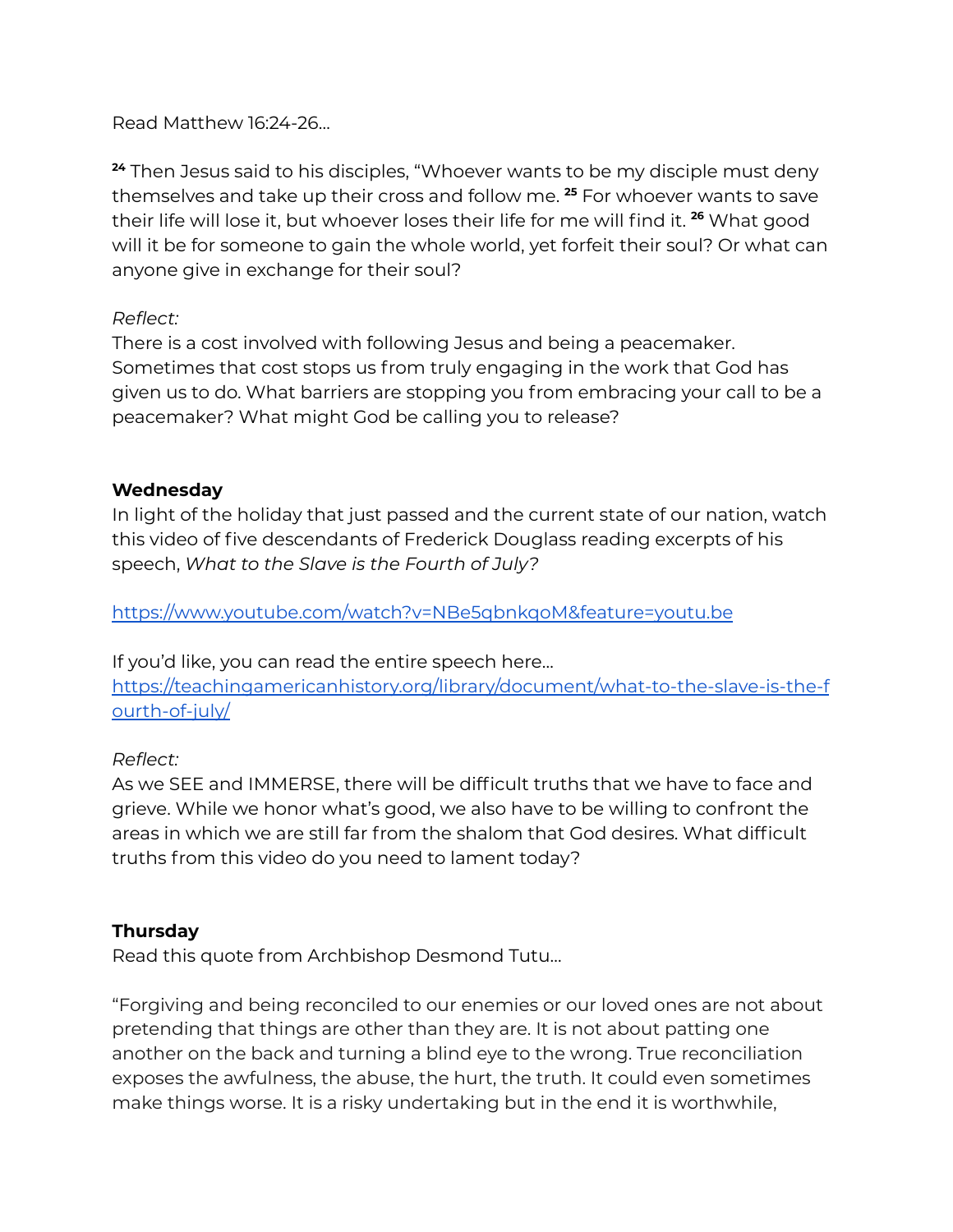Read Matthew 16:24-26...

[24] Then Jesus said to his disciples, "Whoever wants to be my disciple must deny themselves and take up their cross and follow me. [25] For whoever wants to save their life will lose it, but whoever loses their life for me will find it. [26] What good will it be for someone to gain the whole world, yet forfeit their soul? Or what can anyone give in exchange for their soul?

*Reflect:*
There is a cost involved with following Jesus and being a peacemaker. Sometimes that cost stops us from truly engaging in the work that God has given us to do. What barriers are stopping you from embracing your call to be a peacemaker? What might God be calling you to release?

**Wednesday**
In light of the holiday that just passed and the current state of our nation, watch this video of five descendants of Frederick Douglass reading excerpts of his speech, *What to the Slave is the Fourth of July?*

[https://www.youtube.com/watch?v=NBe5qbnkqoM&feature=youtu.be](https://www.youtube.com/watch?v=NBe5qbnkqoM&feature=youtu.be)

If you'd like, you can read the entire speech here...
[https://teachingamericanhistory.org/library/document/what-to-the-slave-is-the-fourth-of-july/](https://teachingamericanhistory.org/library/document/what-to-the-slave-is-the-fourth-of-july/)

*Reflect:*
As we SEE and IMMERSE, there will be difficult truths that we have to face and grieve. While we honor what's good, we also have to be willing to confront the areas in which we are still far from the shalom that God desires. What difficult truths from this video do you need to lament today?

**Thursday**
Read this quote from Archbishop Desmond Tutu...

"Forgiving and being reconciled to our enemies or our loved ones are not about pretending that things are other than they are. It is not about patting one another on the back and turning a blind eye to the wrong. True reconciliation exposes the awfulness, the abuse, the hurt, the truth. It could even sometimes make things worse. It is a risky undertaking but in the end it is worthwhile,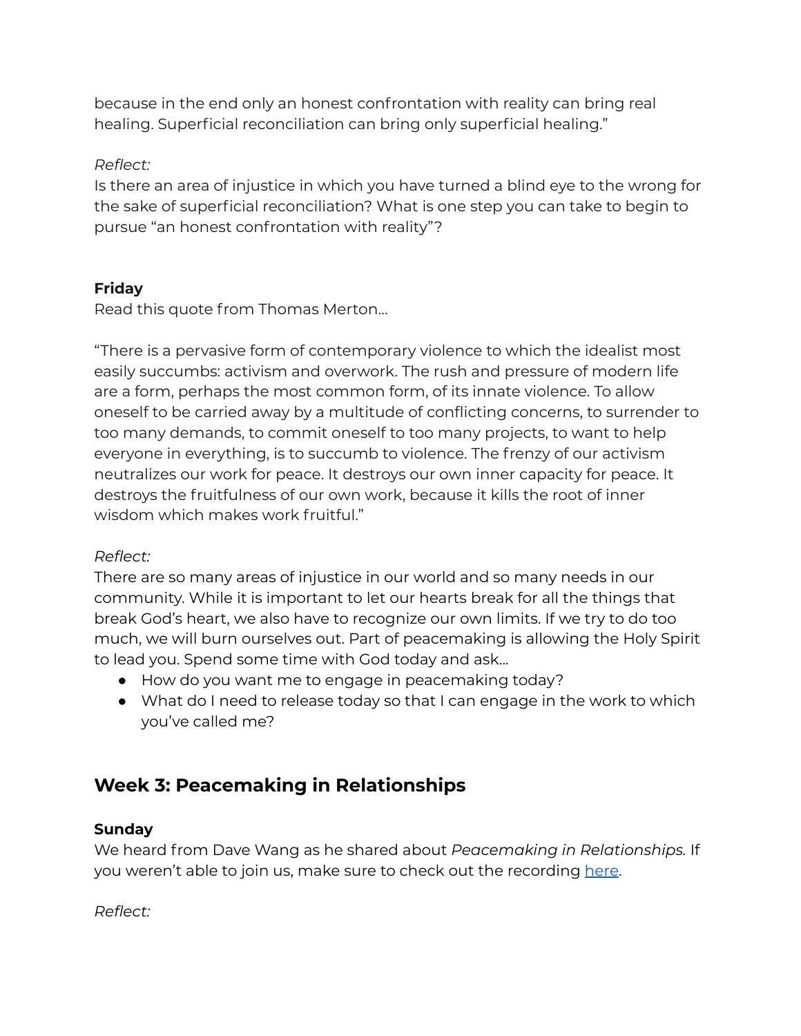because in the end only an honest confrontation with reality can bring real healing. Superficial reconciliation can bring only superficial healing."

*Reflect:*

Is there an area of injustice in which you have turned a blind eye to the wrong for the sake of superficial reconciliation? What is one step you can take to begin to pursue "an honest confrontation with reality"?

**Friday**

Read this quote from Thomas Merton…

"There is a pervasive form of contemporary violence to which the idealist most easily succumbs: activism and overwork. The rush and pressure of modern life are a form, perhaps the most common form, of its innate violence. To allow oneself to be carried away by a multitude of conflicting concerns, to surrender to too many demands, to commit oneself to too many projects, to want to help everyone in everything, is to succumb to violence. The frenzy of our activism neutralizes our work for peace. It destroys our own inner capacity for peace. It destroys the fruitfulness of our own work, because it kills the root of inner wisdom which makes work fruitful."

*Reflect:*

There are so many areas of injustice in our world and so many needs in our community. While it is important to let our hearts break for all the things that break God's heart, we also have to recognize our own limits. If we try to do too much, we will burn ourselves out. Part of peacemaking is allowing the Holy Spirit to lead you. Spend some time with God today and ask…

- How do you want me to engage in peacemaking today?
- What do I need to release today so that I can engage in the work to which you've called me?

## Week 3: Peacemaking in Relationships

**Sunday**

We heard from Dave Wang as he shared about *Peacemaking in Relationships.* If you weren't able to join us, make sure to check out the recording here.

*Reflect:*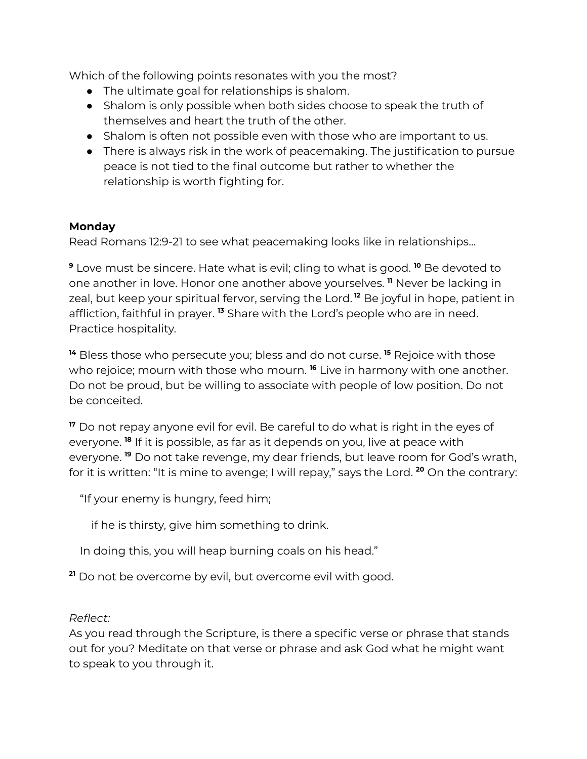Which of the following points resonates with you the most?

- The ultimate goal for relationships is shalom.
- Shalom is only possible when both sides choose to speak the truth of themselves and heart the truth of the other.
- Shalom is often not possible even with those who are important to us.
- There is always risk in the work of peacemaking. The justification to pursue peace is not tied to the final outcome but rather to whether the relationship is worth fighting for.

**Monday**

Read Romans 12:9-21 to see what peacemaking looks like in relationships…

[9] Love must be sincere. Hate what is evil; cling to what is good. [10] Be devoted to one another in love. Honor one another above yourselves. [11] Never be lacking in zeal, but keep your spiritual fervor, serving the Lord. [12] Be joyful in hope, patient in affliction, faithful in prayer. [13] Share with the Lord's people who are in need. Practice hospitality.

[14] Bless those who persecute you; bless and do not curse. [15] Rejoice with those who rejoice; mourn with those who mourn. [16] Live in harmony with one another. Do not be proud, but be willing to associate with people of low position. Do not be conceited.

[17] Do not repay anyone evil for evil. Be careful to do what is right in the eyes of everyone. [18] If it is possible, as far as it depends on you, live at peace with everyone. [19] Do not take revenge, my dear friends, but leave room for God's wrath, for it is written: "It is mine to avenge; I will repay," says the Lord. [20] On the contrary:

"If your enemy is hungry, feed him;

if he is thirsty, give him something to drink.

In doing this, you will heap burning coals on his head."

[21] Do not be overcome by evil, but overcome evil with good.

*Reflect:*

As you read through the Scripture, is there a specific verse or phrase that stands out for you? Meditate on that verse or phrase and ask God what he might want to speak to you through it.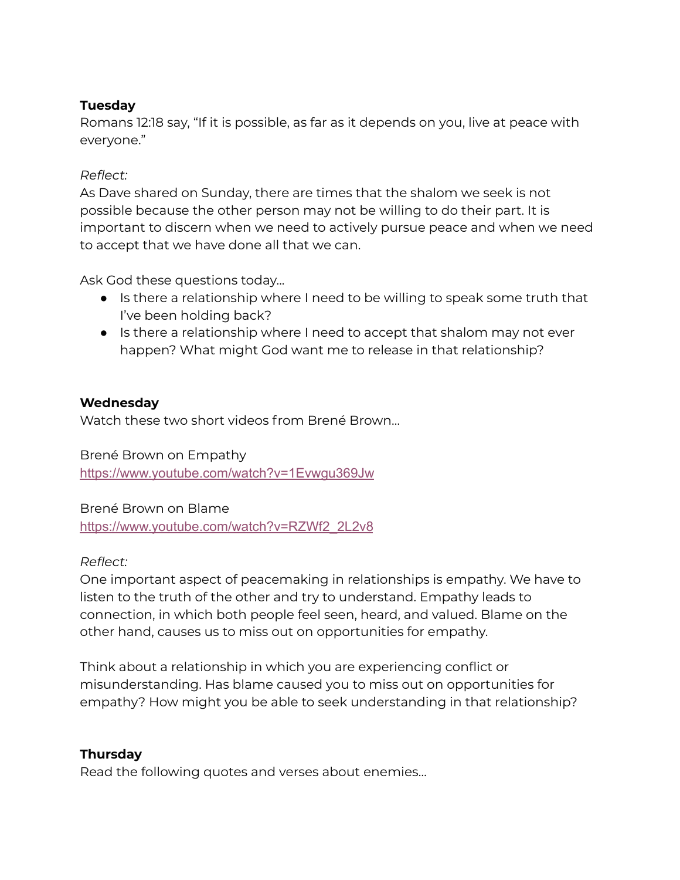**Tuesday**

Romans 12:18 say, "If it is possible, as far as it depends on you, live at peace with everyone."

*Reflect:*

As Dave shared on Sunday, there are times that the shalom we seek is not possible because the other person may not be willing to do their part. It is important to discern when we need to actively pursue peace and when we need to accept that we have done all that we can.

Ask God these questions today…

- Is there a relationship where I need to be willing to speak some truth that I've been holding back?
- Is there a relationship where I need to accept that shalom may not ever happen? What might God want me to release in that relationship?

**Wednesday**

Watch these two short videos from Brené Brown…

Brené Brown on Empathy

https://www.youtube.com/watch?v=1Evwgu369Jw

Brené Brown on Blame

https://www.youtube.com/watch?v=RZWf2_2L2v8

*Reflect:*

One important aspect of peacemaking in relationships is empathy. We have to listen to the truth of the other and try to understand. Empathy leads to connection, in which both people feel seen, heard, and valued. Blame on the other hand, causes us to miss out on opportunities for empathy.

Think about a relationship in which you are experiencing conflict or misunderstanding. Has blame caused you to miss out on opportunities for empathy? How might you be able to seek understanding in that relationship?

**Thursday**

Read the following quotes and verses about enemies…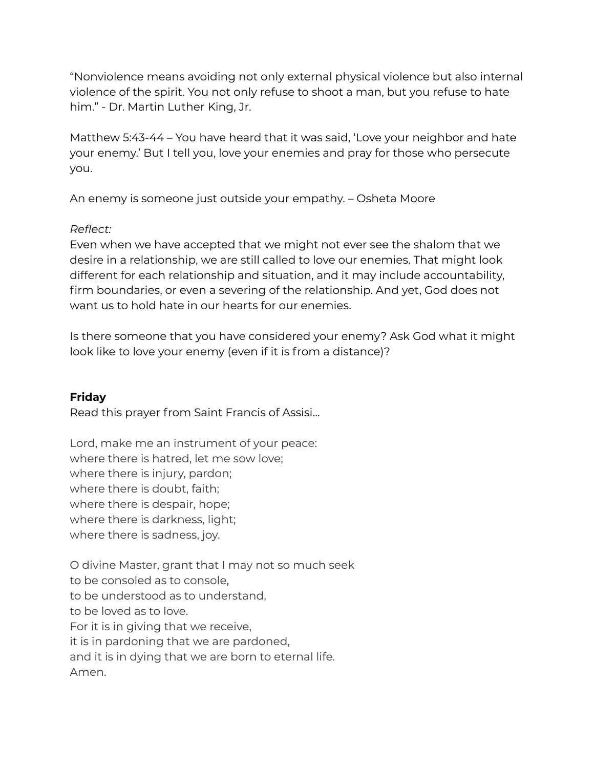"Nonviolence means avoiding not only external physical violence but also internal violence of the spirit. You not only refuse to shoot a man, but you refuse to hate him." - Dr. Martin Luther King, Jr.

Matthew 5:43-44 – You have heard that it was said, 'Love your neighbor and hate your enemy.' But I tell you, love your enemies and pray for those who persecute you.

An enemy is someone just outside your empathy. – Osheta Moore

*Reflect:*
Even when we have accepted that we might not ever see the shalom that we desire in a relationship, we are still called to love our enemies. That might look different for each relationship and situation, and it may include accountability, firm boundaries, or even a severing of the relationship. And yet, God does not want us to hold hate in our hearts for our enemies.

Is there someone that you have considered your enemy? Ask God what it might look like to love your enemy (even if it is from a distance)?

**Friday**
Read this prayer from Saint Francis of Assisi…

Lord, make me an instrument of your peace:
where there is hatred, let me sow love;
where there is injury, pardon;
where there is doubt, faith;
where there is despair, hope;
where there is darkness, light;
where there is sadness, joy.

O divine Master, grant that I may not so much seek
to be consoled as to console,
to be understood as to understand,
to be loved as to love.
For it is in giving that we receive,
it is in pardoning that we are pardoned,
and it is in dying that we are born to eternal life.
Amen.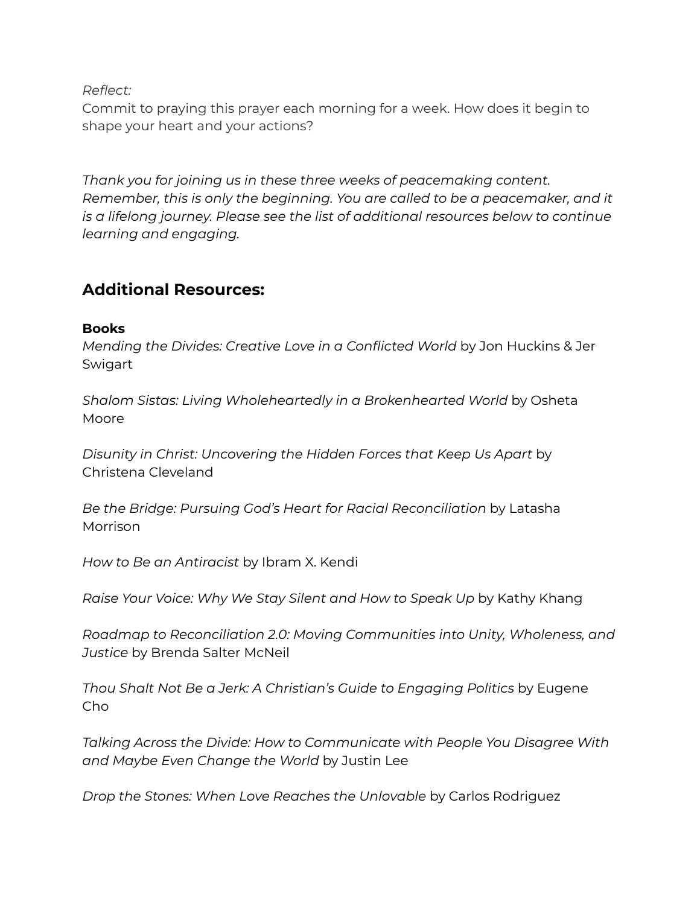*Reflect:*
Commit to praying this prayer each morning for a week. How does it begin to shape your heart and your actions?

*Thank you for joining us in these three weeks of peacemaking content. Remember, this is only the beginning. You are called to be a peacemaker, and it is a lifelong journey. Please see the list of additional resources below to continue learning and engaging.*

## Additional Resources:

**Books**

*Mending the Divides: Creative Love in a Conflicted World* by Jon Huckins & Jer Swigart

*Shalom Sistas: Living Wholeheartedly in a Brokenhearted World* by Osheta Moore

*Disunity in Christ: Uncovering the Hidden Forces that Keep Us Apart* by Christena Cleveland

*Be the Bridge: Pursuing God's Heart for Racial Reconciliation* by Latasha Morrison

*How to Be an Antiracist* by Ibram X. Kendi

*Raise Your Voice: Why We Stay Silent and How to Speak Up* by Kathy Khang

*Roadmap to Reconciliation 2.0: Moving Communities into Unity, Wholeness, and Justice* by Brenda Salter McNeil

*Thou Shalt Not Be a Jerk: A Christian's Guide to Engaging Politics* by Eugene Cho

*Talking Across the Divide: How to Communicate with People You Disagree With and Maybe Even Change the World* by Justin Lee

*Drop the Stones: When Love Reaches the Unlovable* by Carlos Rodriguez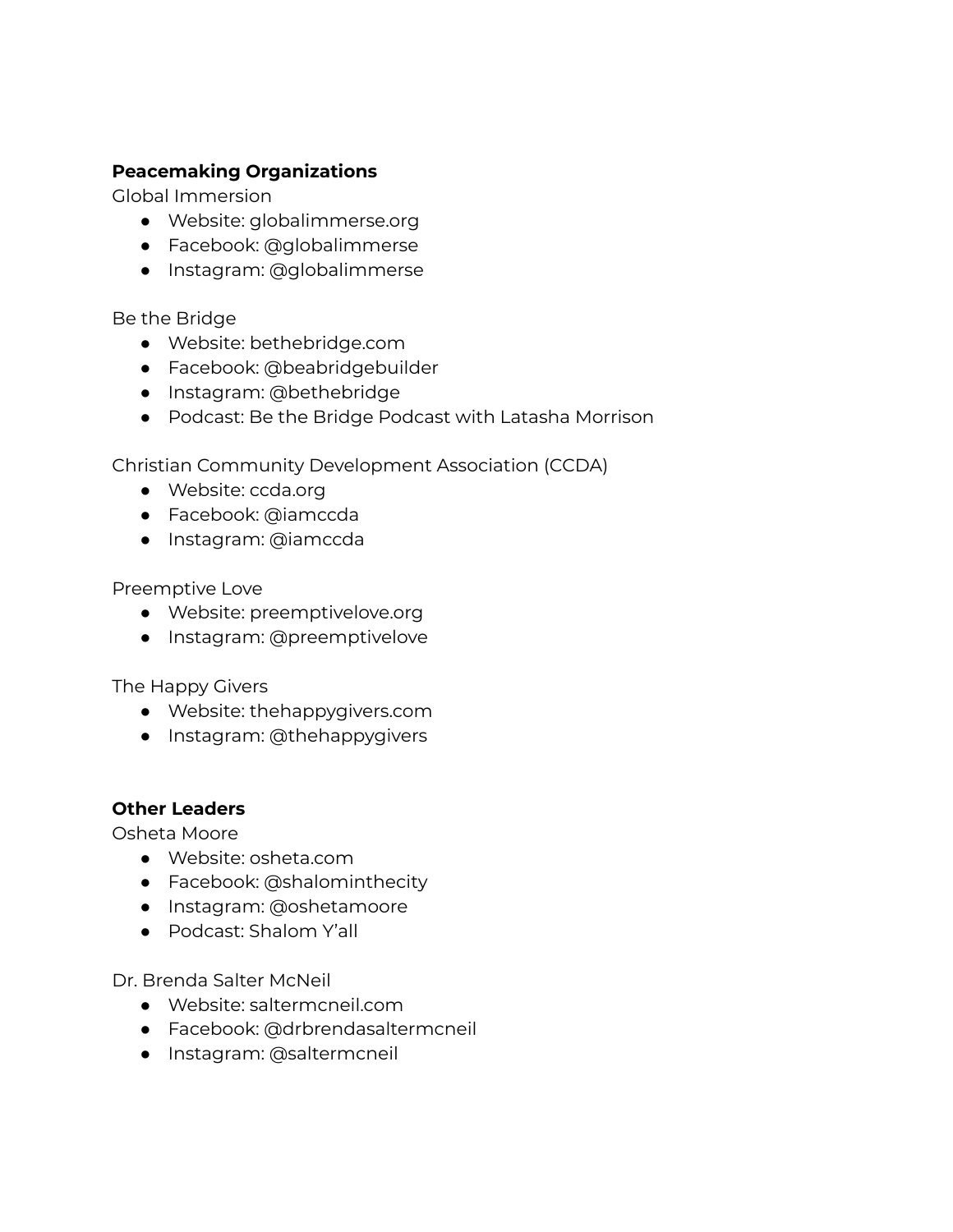**Peacemaking Organizations**

Global Immersion

- Website: globalimmerse.org
- Facebook: @globalimmerse
- Instagram: @globalimmerse

Be the Bridge

- Website: bethebridge.com
- Facebook: @beabridgebuilder
- Instagram: @bethebridge
- Podcast: Be the Bridge Podcast with Latasha Morrison

Christian Community Development Association (CCDA)

- Website: ccda.org
- Facebook: @iamccda
- Instagram: @iamccda

Preemptive Love

- Website: preemptivelove.org
- Instagram: @preemptivelove

The Happy Givers

- Website: thehappygivers.com
- Instagram: @thehappygivers

**Other Leaders**

Osheta Moore

- Website: osheta.com
- Facebook: @shalominthecity
- Instagram: @oshetamoore
- Podcast: Shalom Y'all

Dr. Brenda Salter McNeil

- Website: saltermcneil.com
- Facebook: @drbrendasaltermcneil
- Instagram: @saltermcneil